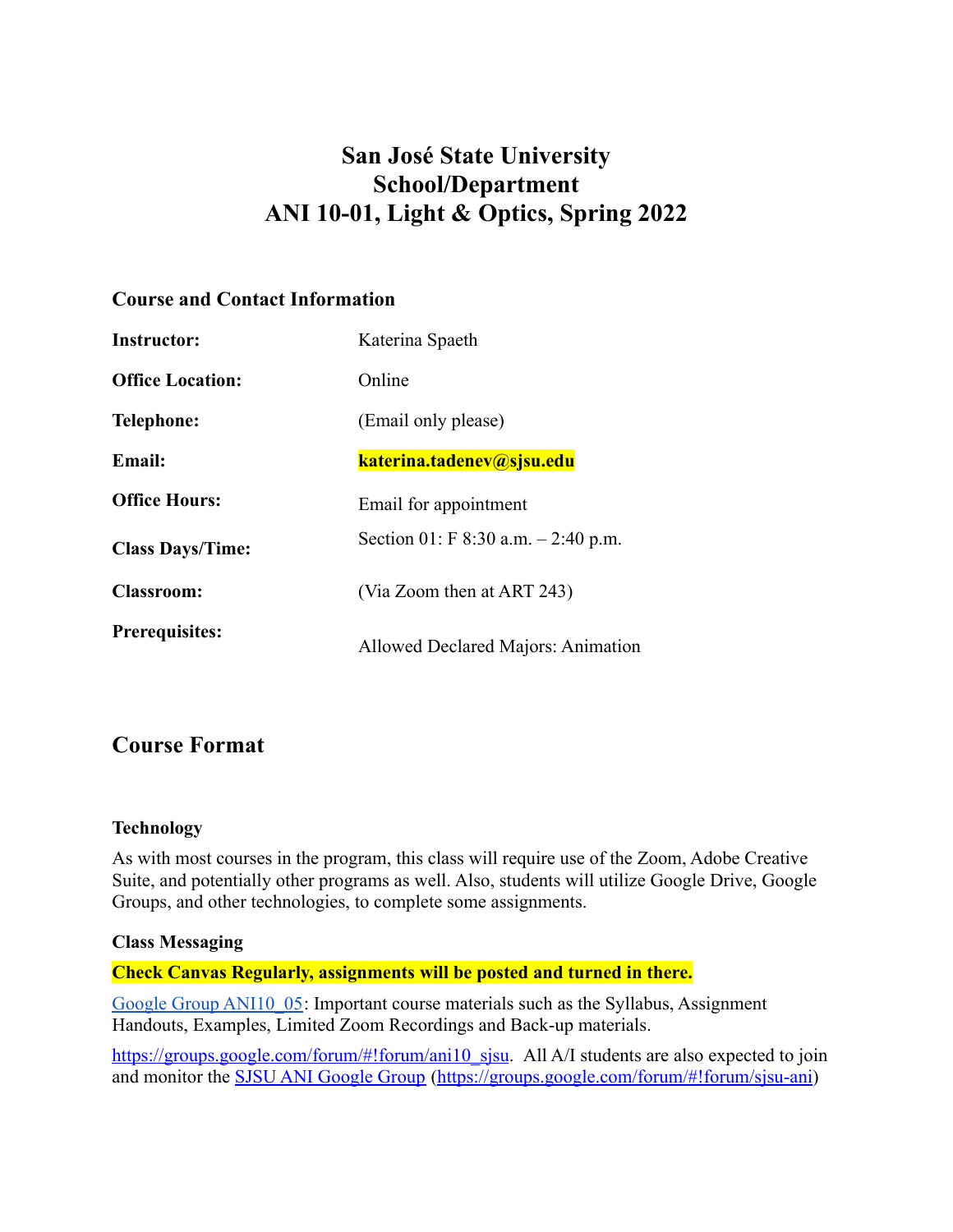# San José State University
# School/Department
# ANI 10-01, Light & Optics, Spring 2022

### Course and Contact Information

| | |
|---|---|
| **Instructor:** | Katerina Spaeth |
| **Office Location:** | Online |
| **Telephone:** | (Email only please) |
| **Email:** | **katerina.tadenev@sjsu.edu** |
| **Office Hours:** | Email for appointment |
| **Class Days/Time:** | Section 01: F 8:30 a.m. – 2:40 p.m. |
| **Classroom:** | (Via Zoom then at ART 243) |
| **Prerequisites:** | Allowed Declared Majors: Animation |

## Course Format

### Technology

As with most courses in the program, this class will require use of the Zoom, Adobe Creative Suite, and potentially other programs as well. Also, students will utilize Google Drive, Google Groups, and other technologies, to complete some assignments.

### Class Messaging

**Check Canvas Regularly, assignments will be posted and turned in there.**

[Google Group ANI10_05](https://groups.google.com/forum/#!forum/ani10_sjsu): Important course materials such as the Syllabus, Assignment Handouts, Examples, Limited Zoom Recordings and Back-up materials.

https://groups.google.com/forum/#!forum/ani10_sjsu. All A/I students are also expected to join and monitor the [SJSU ANI Google Group](https://groups.google.com/forum/#!forum/sjsu-ani) (https://groups.google.com/forum/#!forum/sjsu-ani)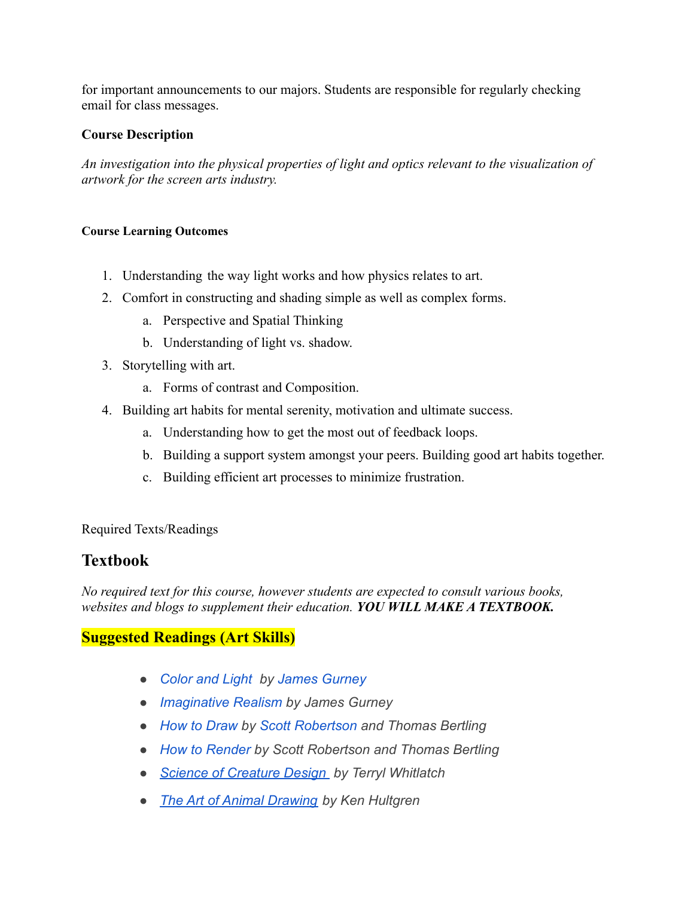for important announcements to our majors. Students are responsible for regularly checking email for class messages.

**Course Description**

*An investigation into the physical properties of light and optics relevant to the visualization of artwork for the screen arts industry.*

**Course Learning Outcomes**

1. Understanding the way light works and how physics relates to art.
2. Comfort in constructing and shading simple as well as complex forms.
   a. Perspective and Spatial Thinking
   b. Understanding of light vs. shadow.
3. Storytelling with art.
   a. Forms of contrast and Composition.
4. Building art habits for mental serenity, motivation and ultimate success.
   a. Understanding how to get the most out of feedback loops.
   b. Building a support system amongst your peers. Building good art habits together.
   c. Building efficient art processes to minimize frustration.

Required Texts/Readings

## Textbook

*No required text for this course, however students are expected to consult various books, websites and blogs to supplement their education.* ***YOU WILL MAKE A TEXTBOOK.***

### Suggested Readings (Art Skills)

- *Color and Light by James Gurney*
- *Imaginative Realism by James Gurney*
- *How to Draw by Scott Robertson and Thomas Bertling*
- *How to Render by Scott Robertson and Thomas Bertling*
- *Science of Creature Design by Terryl Whitlatch*
- *The Art of Animal Drawing by Ken Hultgren*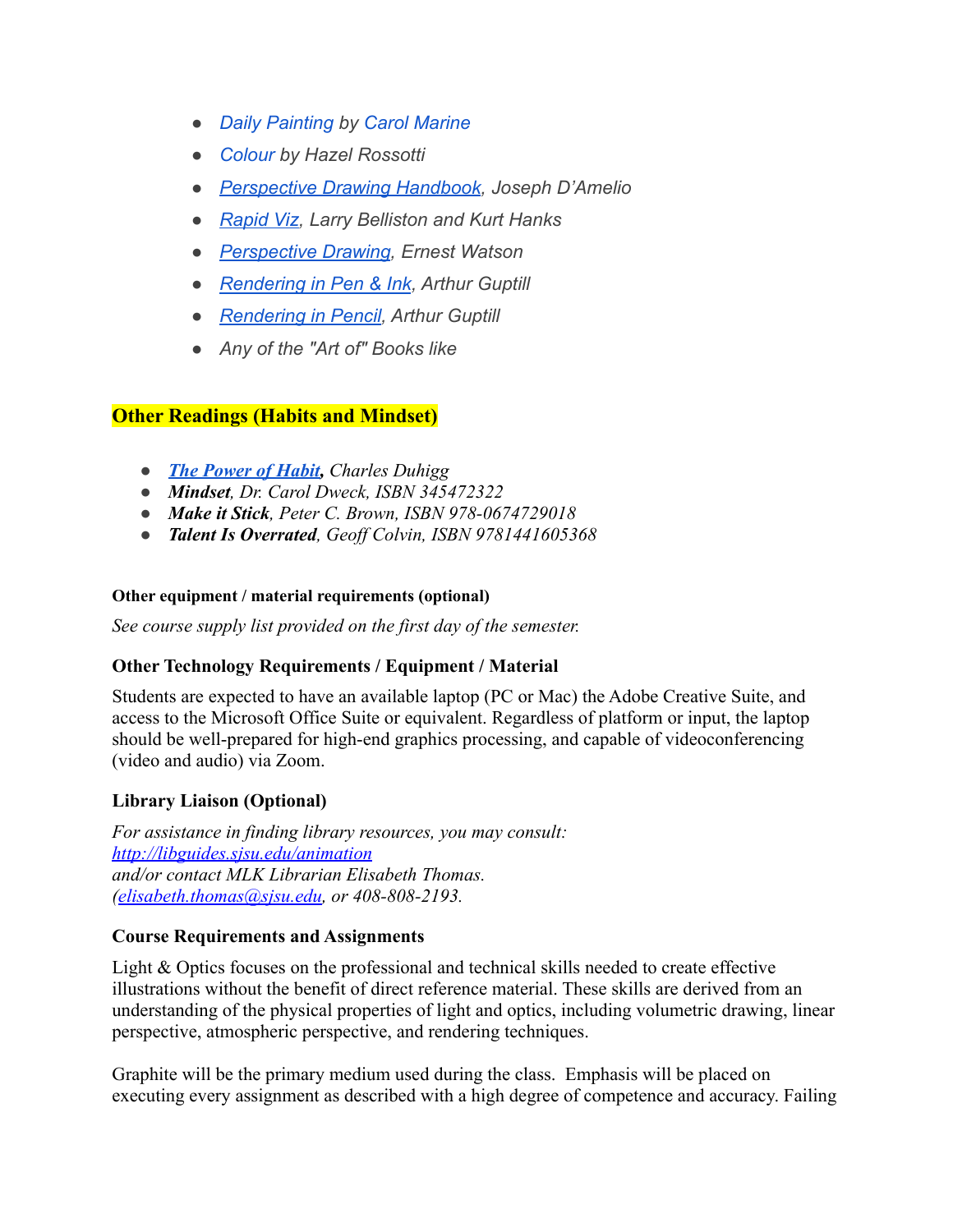- *Daily Painting by Carol Marine*
- *Colour by Hazel Rossotti*
- *Perspective Drawing Handbook, Joseph D'Amelio*
- *Rapid Viz, Larry Belliston and Kurt Hanks*
- *Perspective Drawing, Ernest Watson*
- *Rendering in Pen & Ink, Arthur Guptill*
- *Rendering in Pencil, Arthur Guptill*
- *Any of the "Art of" Books like*

## Other Readings (Habits and Mindset)

- ***The Power of Habit**, Charles Duhigg*
- ***Mindset**, Dr. Carol Dweck, ISBN 345472322*
- ***Make it Stick**, Peter C. Brown, ISBN 978-0674729018*
- ***Talent Is Overrated**, Geoff Colvin, ISBN 9781441605368*

#### Other equipment / material requirements (optional)

*See course supply list provided on the first day of the semester.*

### Other Technology Requirements / Equipment / Material

Students are expected to have an available laptop (PC or Mac) the Adobe Creative Suite, and access to the Microsoft Office Suite or equivalent. Regardless of platform or input, the laptop should be well-prepared for high-end graphics processing, and capable of videoconferencing (video and audio) via Zoom.

### Library Liaison (Optional)

*For assistance in finding library resources, you may consult:*
*http://libguides.sjsu.edu/animation*
*and/or contact MLK Librarian Elisabeth Thomas.*
*(elisabeth.thomas@sjsu.edu, or 408-808-2193.*

### Course Requirements and Assignments

Light & Optics focuses on the professional and technical skills needed to create effective illustrations without the benefit of direct reference material. These skills are derived from an understanding of the physical properties of light and optics, including volumetric drawing, linear perspective, atmospheric perspective, and rendering techniques.

Graphite will be the primary medium used during the class. Emphasis will be placed on executing every assignment as described with a high degree of competence and accuracy. Failing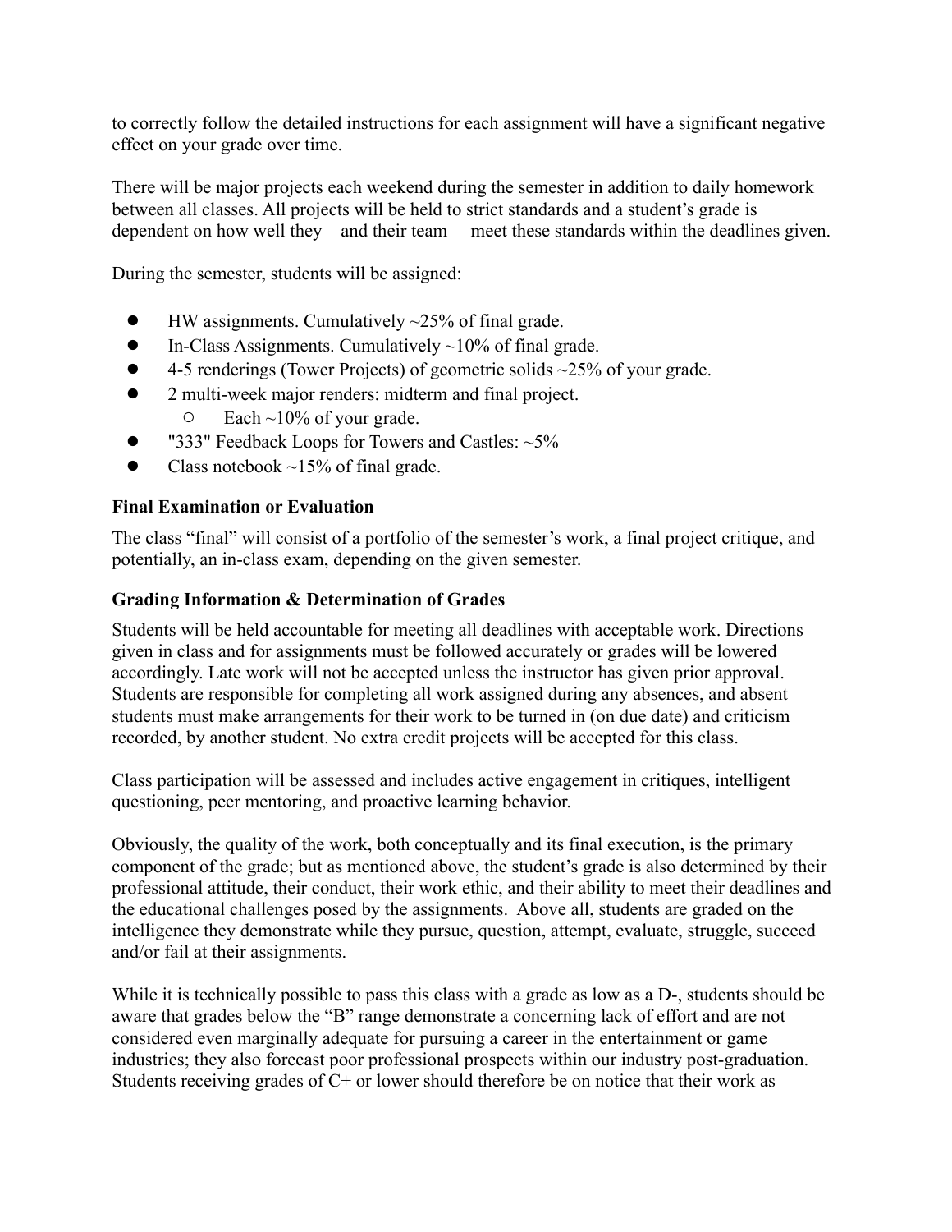to correctly follow the detailed instructions for each assignment will have a significant negative effect on your grade over time.

There will be major projects each weekend during the semester in addition to daily homework between all classes. All projects will be held to strict standards and a student's grade is dependent on how well they—and their team— meet these standards within the deadlines given.

During the semester, students will be assigned:

- HW assignments. Cumulatively ~25% of final grade.
- In-Class Assignments. Cumulatively ~10% of final grade.
- 4-5 renderings (Tower Projects) of geometric solids ~25% of your grade.
- 2 multi-week major renders: midterm and final project.
  - Each ~10% of your grade.
- "333" Feedback Loops for Towers and Castles: ~5%
- Class notebook ~15% of final grade.

**Final Examination or Evaluation**

The class "final" will consist of a portfolio of the semester's work, a final project critique, and potentially, an in-class exam, depending on the given semester.

**Grading Information & Determination of Grades**

Students will be held accountable for meeting all deadlines with acceptable work. Directions given in class and for assignments must be followed accurately or grades will be lowered accordingly. Late work will not be accepted unless the instructor has given prior approval. Students are responsible for completing all work assigned during any absences, and absent students must make arrangements for their work to be turned in (on due date) and criticism recorded, by another student. No extra credit projects will be accepted for this class.

Class participation will be assessed and includes active engagement in critiques, intelligent questioning, peer mentoring, and proactive learning behavior.

Obviously, the quality of the work, both conceptually and its final execution, is the primary component of the grade; but as mentioned above, the student's grade is also determined by their professional attitude, their conduct, their work ethic, and their ability to meet their deadlines and the educational challenges posed by the assignments. Above all, students are graded on the intelligence they demonstrate while they pursue, question, attempt, evaluate, struggle, succeed and/or fail at their assignments.

While it is technically possible to pass this class with a grade as low as a D-, students should be aware that grades below the "B" range demonstrate a concerning lack of effort and are not considered even marginally adequate for pursuing a career in the entertainment or game industries; they also forecast poor professional prospects within our industry post-graduation. Students receiving grades of C+ or lower should therefore be on notice that their work as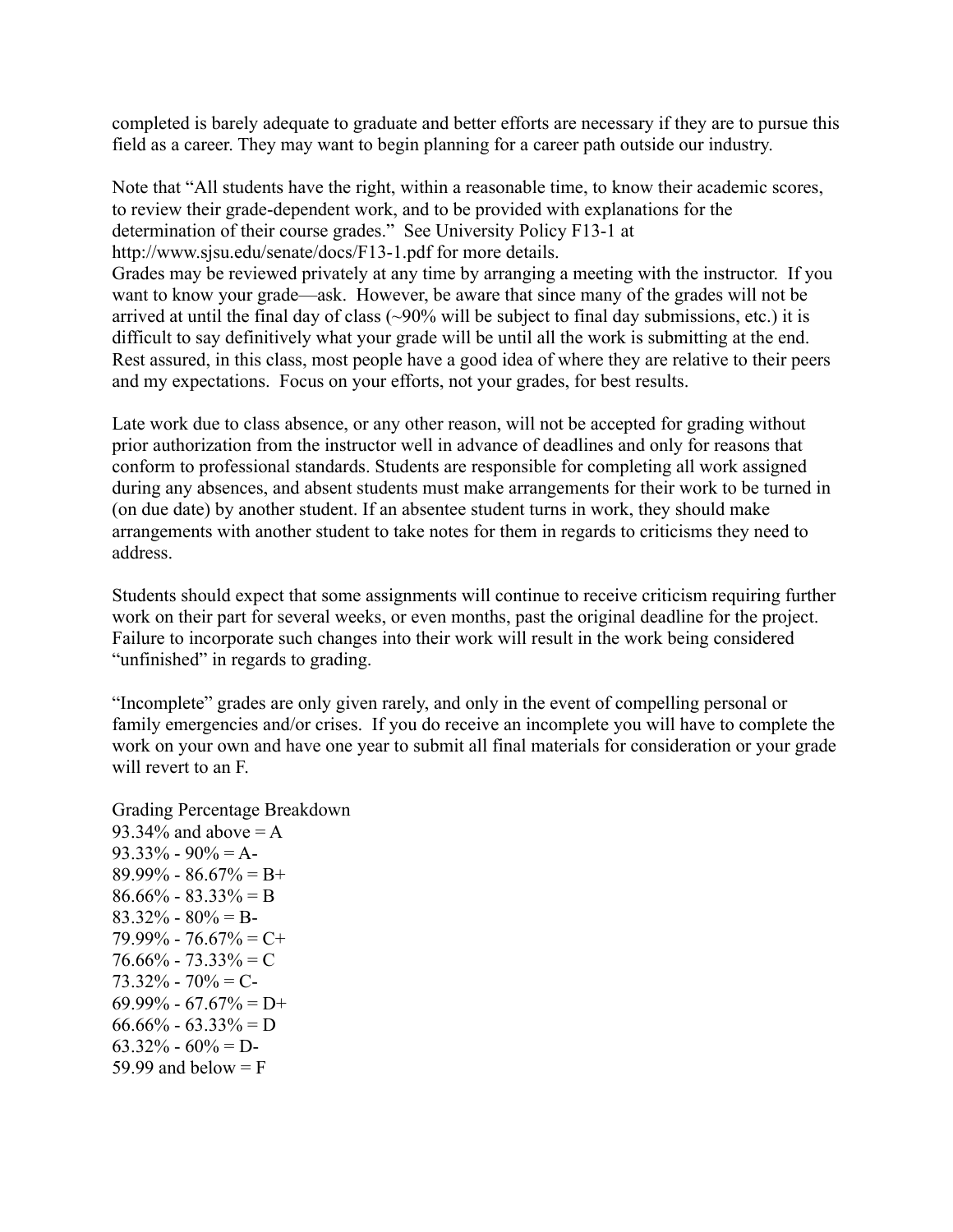completed is barely adequate to graduate and better efforts are necessary if they are to pursue this field as a career. They may want to begin planning for a career path outside our industry.

Note that "All students have the right, within a reasonable time, to know their academic scores, to review their grade-dependent work, and to be provided with explanations for the determination of their course grades." See University Policy F13-1 at http://www.sjsu.edu/senate/docs/F13-1.pdf for more details.
Grades may be reviewed privately at any time by arranging a meeting with the instructor. If you want to know your grade—ask. However, be aware that since many of the grades will not be arrived at until the final day of class (~90% will be subject to final day submissions, etc.) it is difficult to say definitively what your grade will be until all the work is submitting at the end. Rest assured, in this class, most people have a good idea of where they are relative to their peers and my expectations. Focus on your efforts, not your grades, for best results.

Late work due to class absence, or any other reason, will not be accepted for grading without prior authorization from the instructor well in advance of deadlines and only for reasons that conform to professional standards. Students are responsible for completing all work assigned during any absences, and absent students must make arrangements for their work to be turned in (on due date) by another student. If an absentee student turns in work, they should make arrangements with another student to take notes for them in regards to criticisms they need to address.

Students should expect that some assignments will continue to receive criticism requiring further work on their part for several weeks, or even months, past the original deadline for the project. Failure to incorporate such changes into their work will result in the work being considered "unfinished" in regards to grading.

"Incomplete" grades are only given rarely, and only in the event of compelling personal or family emergencies and/or crises. If you do receive an incomplete you will have to complete the work on your own and have one year to submit all final materials for consideration or your grade will revert to an F.

Grading Percentage Breakdown
93.34% and above = A
93.33% - 90% = A-
89.99% - 86.67% = B+
86.66% - 83.33% = B
83.32% - 80% = B-
79.99% - 76.67% = C+
76.66% - 73.33% = C
73.32% - 70% = C-
69.99% - 67.67% = D+
66.66% - 63.33% = D
63.32% - 60% = D-
59.99 and below = F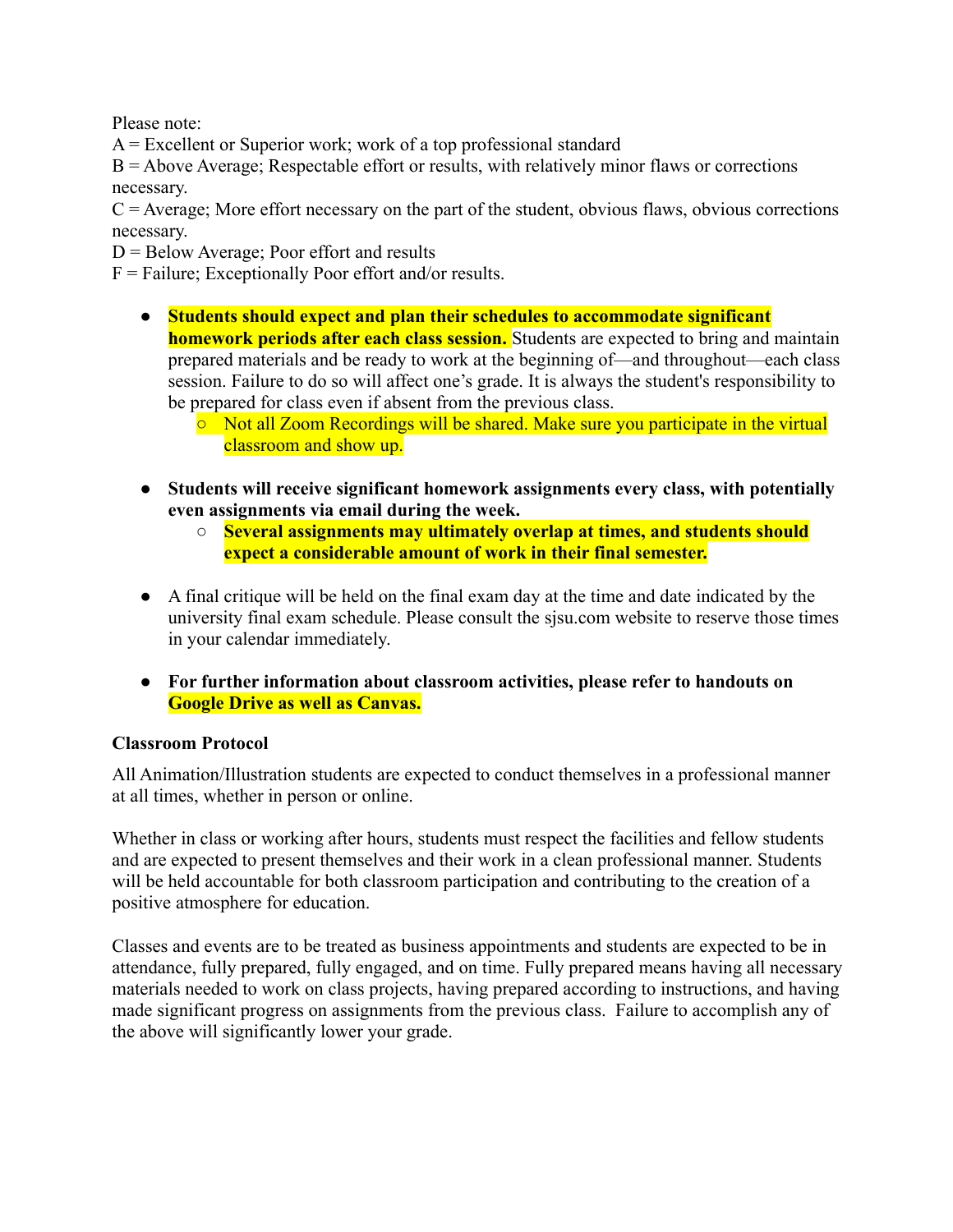Please note:
A = Excellent or Superior work; work of a top professional standard
B = Above Average; Respectable effort or results, with relatively minor flaws or corrections necessary.
C = Average; More effort necessary on the part of the student, obvious flaws, obvious corrections necessary.
D = Below Average; Poor effort and results
F = Failure; Exceptionally Poor effort and/or results.

- **Students should expect and plan their schedules to accommodate significant homework periods after each class session.** Students are expected to bring and maintain prepared materials and be ready to work at the beginning of—and throughout—each class session. Failure to do so will affect one's grade. It is always the student's responsibility to be prepared for class even if absent from the previous class.
    - Not all Zoom Recordings will be shared. Make sure you participate in the virtual classroom and show up.

- **Students will receive significant homework assignments every class, with potentially even assignments via email during the week.**
    - **Several assignments may ultimately overlap at times, and students should expect a considerable amount of work in their final semester.**

- A final critique will be held on the final exam day at the time and date indicated by the university final exam schedule. Please consult the sjsu.com website to reserve those times in your calendar immediately.

- **For further information about classroom activities, please refer to handouts on Google Drive as well as Canvas.**

**Classroom Protocol**

All Animation/Illustration students are expected to conduct themselves in a professional manner at all times, whether in person or online.

Whether in class or working after hours, students must respect the facilities and fellow students and are expected to present themselves and their work in a clean professional manner. Students will be held accountable for both classroom participation and contributing to the creation of a positive atmosphere for education.

Classes and events are to be treated as business appointments and students are expected to be in attendance, fully prepared, fully engaged, and on time. Fully prepared means having all necessary materials needed to work on class projects, having prepared according to instructions, and having made significant progress on assignments from the previous class. Failure to accomplish any of the above will significantly lower your grade.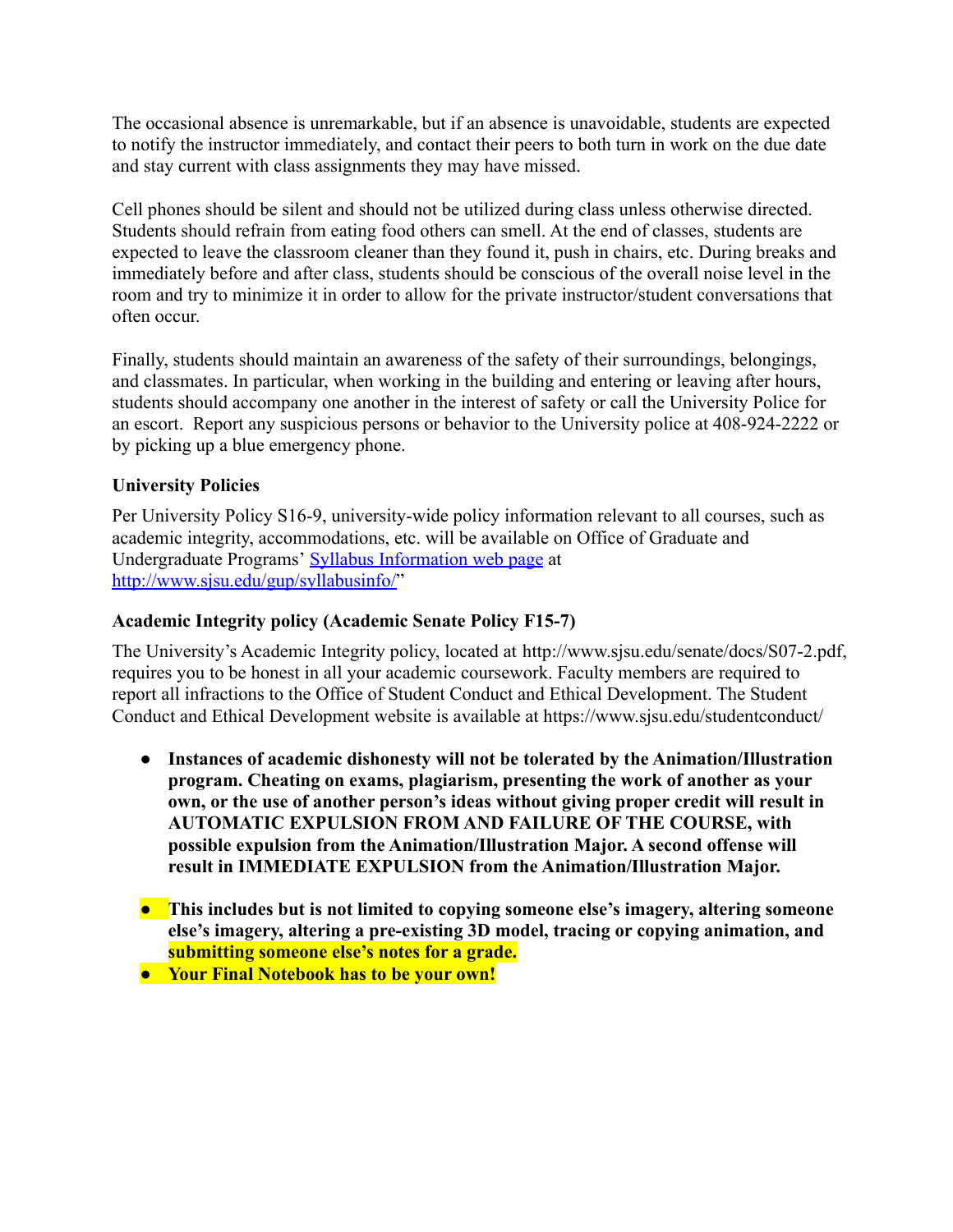The occasional absence is unremarkable, but if an absence is unavoidable, students are expected to notify the instructor immediately, and contact their peers to both turn in work on the due date and stay current with class assignments they may have missed.

Cell phones should be silent and should not be utilized during class unless otherwise directed. Students should refrain from eating food others can smell. At the end of classes, students are expected to leave the classroom cleaner than they found it, push in chairs, etc. During breaks and immediately before and after class, students should be conscious of the overall noise level in the room and try to minimize it in order to allow for the private instructor/student conversations that often occur.

Finally, students should maintain an awareness of the safety of their surroundings, belongings, and classmates. In particular, when working in the building and entering or leaving after hours, students should accompany one another in the interest of safety or call the University Police for an escort. Report any suspicious persons or behavior to the University police at 408-924-2222 or by picking up a blue emergency phone.

### University Policies

Per University Policy S16-9, university-wide policy information relevant to all courses, such as academic integrity, accommodations, etc. will be available on Office of Graduate and Undergraduate Programs' [Syllabus Information web page](http://www.sjsu.edu/gup/syllabusinfo/) at [http://www.sjsu.edu/gup/syllabusinfo/](http://www.sjsu.edu/gup/syllabusinfo/)"

### Academic Integrity policy (Academic Senate Policy F15-7)

The University's Academic Integrity policy, located at http://www.sjsu.edu/senate/docs/S07-2.pdf, requires you to be honest in all your academic coursework. Faculty members are required to report all infractions to the Office of Student Conduct and Ethical Development. The Student Conduct and Ethical Development website is available at https://www.sjsu.edu/studentconduct/

- **Instances of academic dishonesty will not be tolerated by the Animation/Illustration program. Cheating on exams, plagiarism, presenting the work of another as your own, or the use of another person's ideas without giving proper credit will result in AUTOMATIC EXPULSION FROM AND FAILURE OF THE COURSE, with possible expulsion from the Animation/Illustration Major. A second offense will result in IMMEDIATE EXPULSION from the Animation/Illustration Major.**

- **This includes but is not limited to copying someone else's imagery, altering someone else's imagery, altering a pre-existing 3D model, tracing or copying animation, and submitting someone else's notes for a grade.**
- **Your Final Notebook has to be your own!**